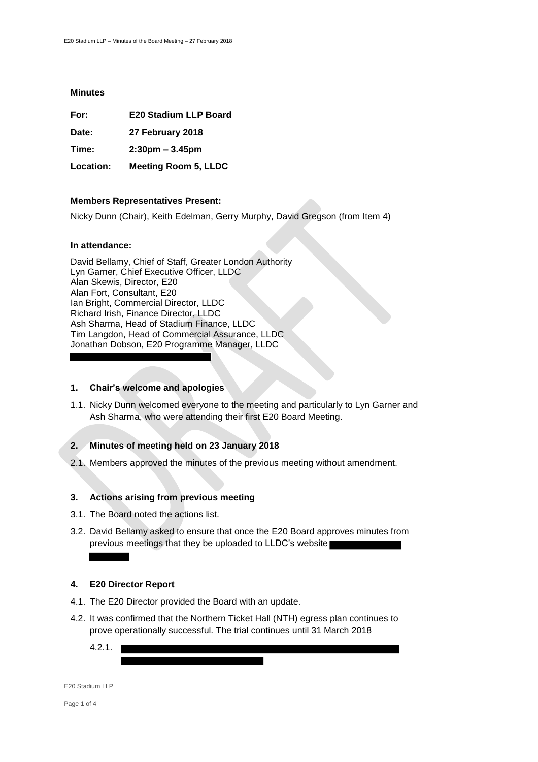**Minutes**

| | |
|---|---|
| **For:** | **E20 Stadium LLP Board** |
| **Date:** | **27 February 2018** |
| **Time:** | **2:30pm – 3.45pm** |
| **Location:** | **Meeting Room 5, LLDC** |

**Members Representatives Present:**

Nicky Dunn (Chair), Keith Edelman, Gerry Murphy, David Gregson (from Item 4)

**In attendance:**

David Bellamy, Chief of Staff, Greater London Authority
Lyn Garner, Chief Executive Officer, LLDC
Alan Skewis, Director, E20
Alan Fort, Consultant, E20
Ian Bright, Commercial Director, LLDC
Richard Irish, Finance Director, LLDC
Ash Sharma, Head of Stadium Finance, LLDC
Tim Langdon, Head of Commercial Assurance, LLDC
Jonathan Dobson, E20 Programme Manager, LLDC

### 1. Chair's welcome and apologies

1.1. Nicky Dunn welcomed everyone to the meeting and particularly to Lyn Garner and Ash Sharma, who were attending their first E20 Board Meeting.

### 2. Minutes of meeting held on 23 January 2018

2.1. Members approved the minutes of the previous meeting without amendment.

### 3. Actions arising from previous meeting

3.1. The Board noted the actions list.

3.2. David Bellamy asked to ensure that once the E20 Board approves minutes from previous meetings that they be uploaded to LLDC's website

### 4. E20 Director Report

4.1. The E20 Director provided the Board with an update.

4.2. It was confirmed that the Northern Ticket Hall (NTH) egress plan continues to prove operationally successful. The trial continues until 31 March 2018

4.2.1.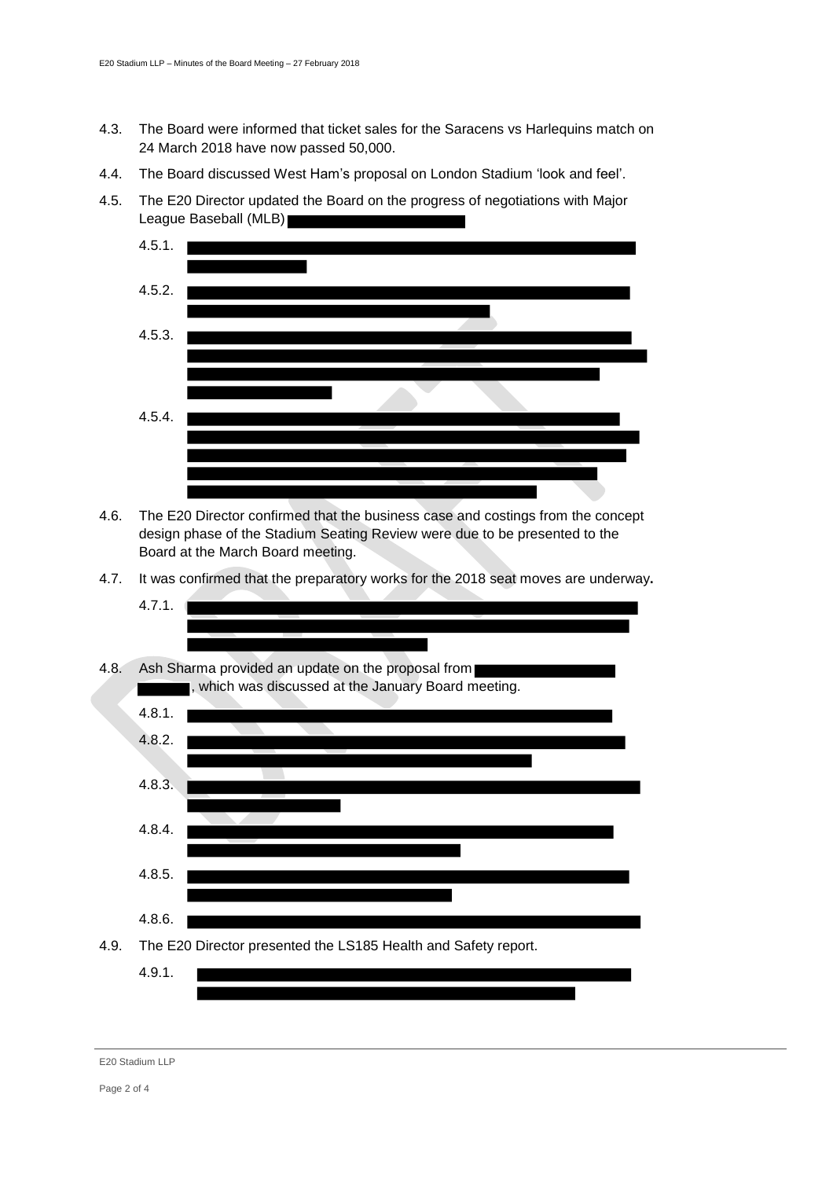4.3. The Board were informed that ticket sales for the Saracens vs Harlequins match on 24 March 2018 have now passed 50,000.

4.4. The Board discussed West Ham's proposal on London Stadium 'look and feel'.

4.5. The E20 Director updated the Board on the progress of negotiations with Major League Baseball (MLB) ██████████

4.5.1. ██████████

4.5.2. ██████████

4.5.3. ██████████

4.5.4. ██████████

4.6. The E20 Director confirmed that the business case and costings from the concept design phase of the Stadium Seating Review were due to be presented to the Board at the March Board meeting.

4.7. It was confirmed that the preparatory works for the 2018 seat moves are underway**.**

4.7.1. ██████████

4.8. Ash Sharma provided an update on the proposal from ██████████ ██████████, which was discussed at the January Board meeting.

4.8.1. ██████████

4.8.2. ██████████

4.8.3. ██████████

4.8.4. ██████████

4.8.5. ██████████

4.8.6. ██████████

4.9. The E20 Director presented the LS185 Health and Safety report.

4.9.1. ██████████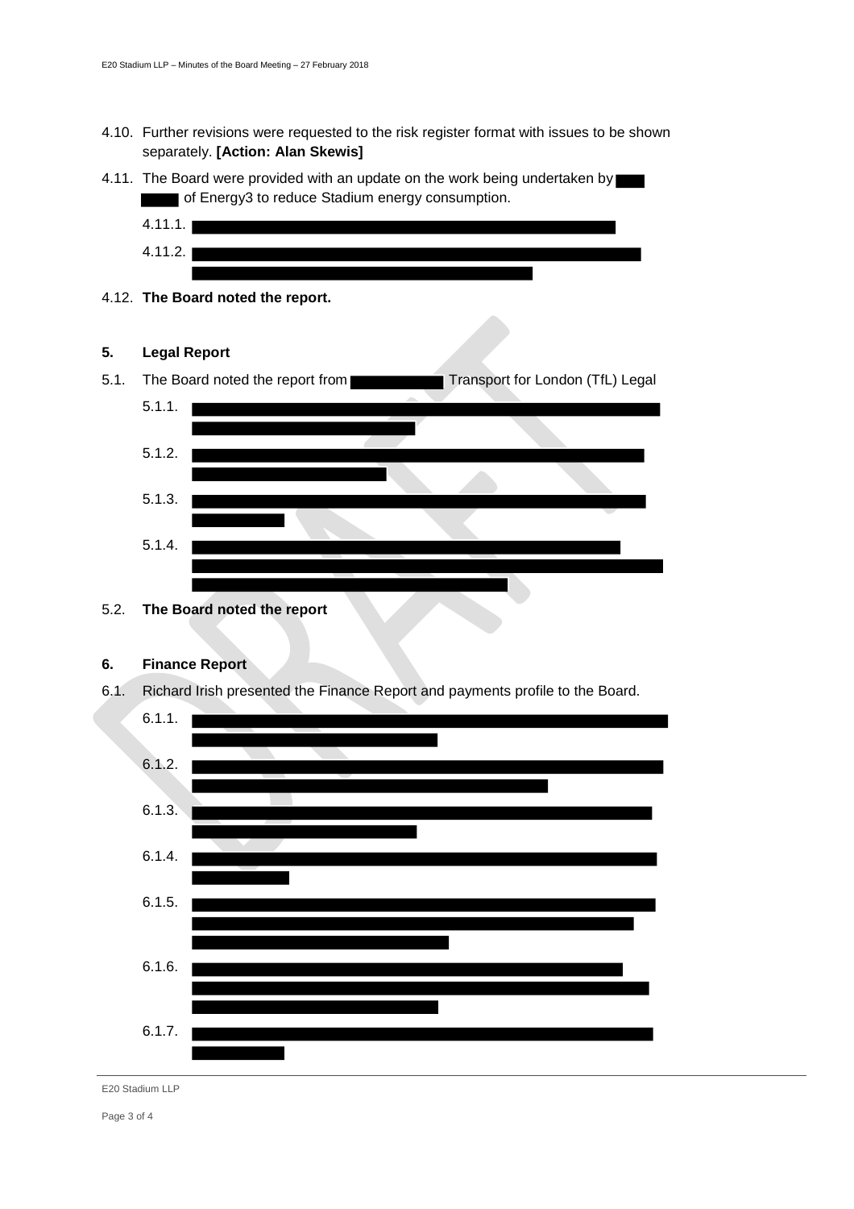4.10. Further revisions were requested to the risk register format with issues to be shown separately. **[Action: Alan Skewis]**

4.11. The Board were provided with an update on the work being undertaken by ███ ███ of Energy3 to reduce Stadium energy consumption.

4.11.1. ████████████████████████████████

4.11.2. ████████████████████████████████ ████████████████████████

4.12. **The Board noted the report.**

## 5. Legal Report

5.1. The Board noted the report from ████████ Transport for London (TfL) Legal

5.1.1. ████████████████████████████████ ████████████████

5.1.2. ████████████████████████████████ ██████████████

5.1.3. ████████████████████████████████ ██████

5.1.4. ████████████████████████████████ ████████████████████████████████ ██████████████████████

5.2. **The Board noted the report**

## 6. Finance Report

6.1. Richard Irish presented the Finance Report and payments profile to the Board.

6.1.1. ████████████████████████████████ ████████████████

6.1.2. ████████████████████████████████ ████████████████████████

6.1.3. ████████████████████████████████ ███████████████

6.1.4. ████████████████████████████████ ██████

6.1.5. ████████████████████████████████ ██████████████████████████████ █████████████████

6.1.6. ██████████████████████████████ ████████████████████████████████ ████████████████

6.1.7. ████████████████████████████████ ██████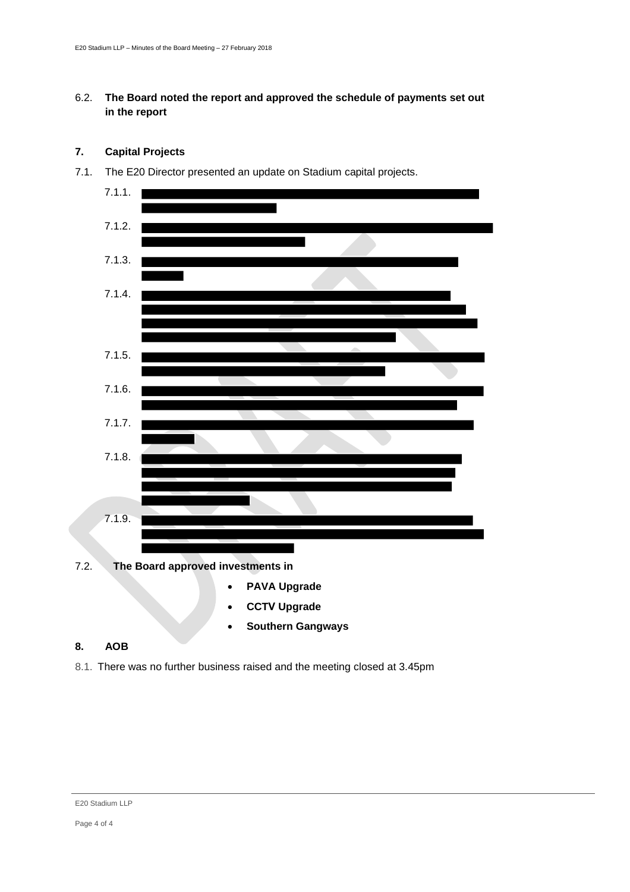6.2. **The Board noted the report and approved the schedule of payments set out in the report**

## 7. Capital Projects

7.1. The E20 Director presented an update on Stadium capital projects.

7.1.1.

7.1.2.

7.1.3.

7.1.4.

7.1.5.

7.1.6.

7.1.7.

7.1.8.

7.1.9.

7.2. **The Board approved investments in**

- **PAVA Upgrade**
- **CCTV Upgrade**
- **Southern Gangways**

## 8. AOB

8.1. There was no further business raised and the meeting closed at 3.45pm